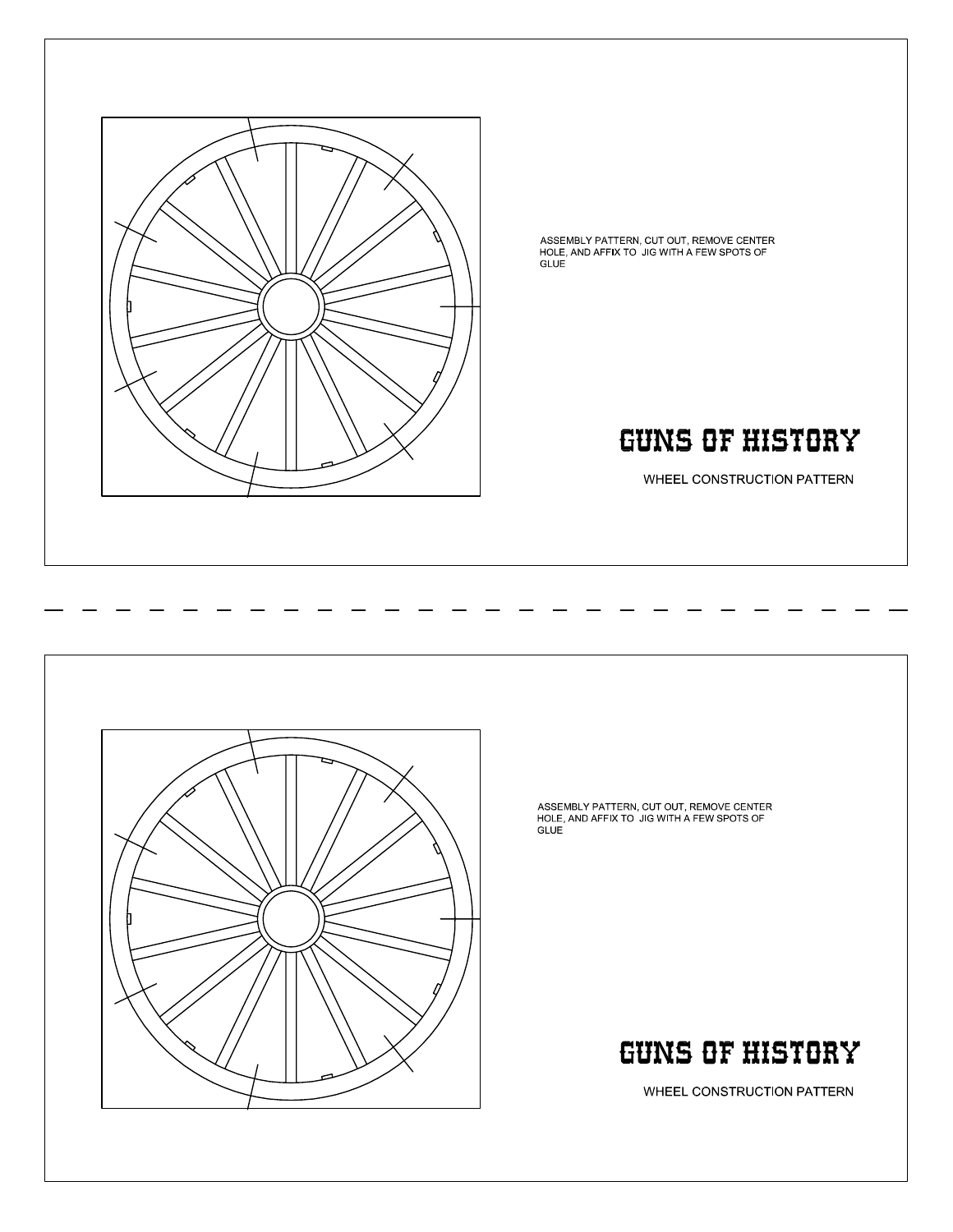ASSEMBLY PATTERN, CUT OUT, REMOVE CENTER HOLE, AND AFFIX TO JIG WITH A FEW SPOTS OF GLUE

**GUNS OF HISTORY**

WHEEL CONSTRUCTION PATTERN

---

ASSEMBLY PATTERN, CUT OUT, REMOVE CENTER HOLE, AND AFFIX TO JIG WITH A FEW SPOTS OF GLUE

**GUNS OF HISTORY**

WHEEL CONSTRUCTION PATTERN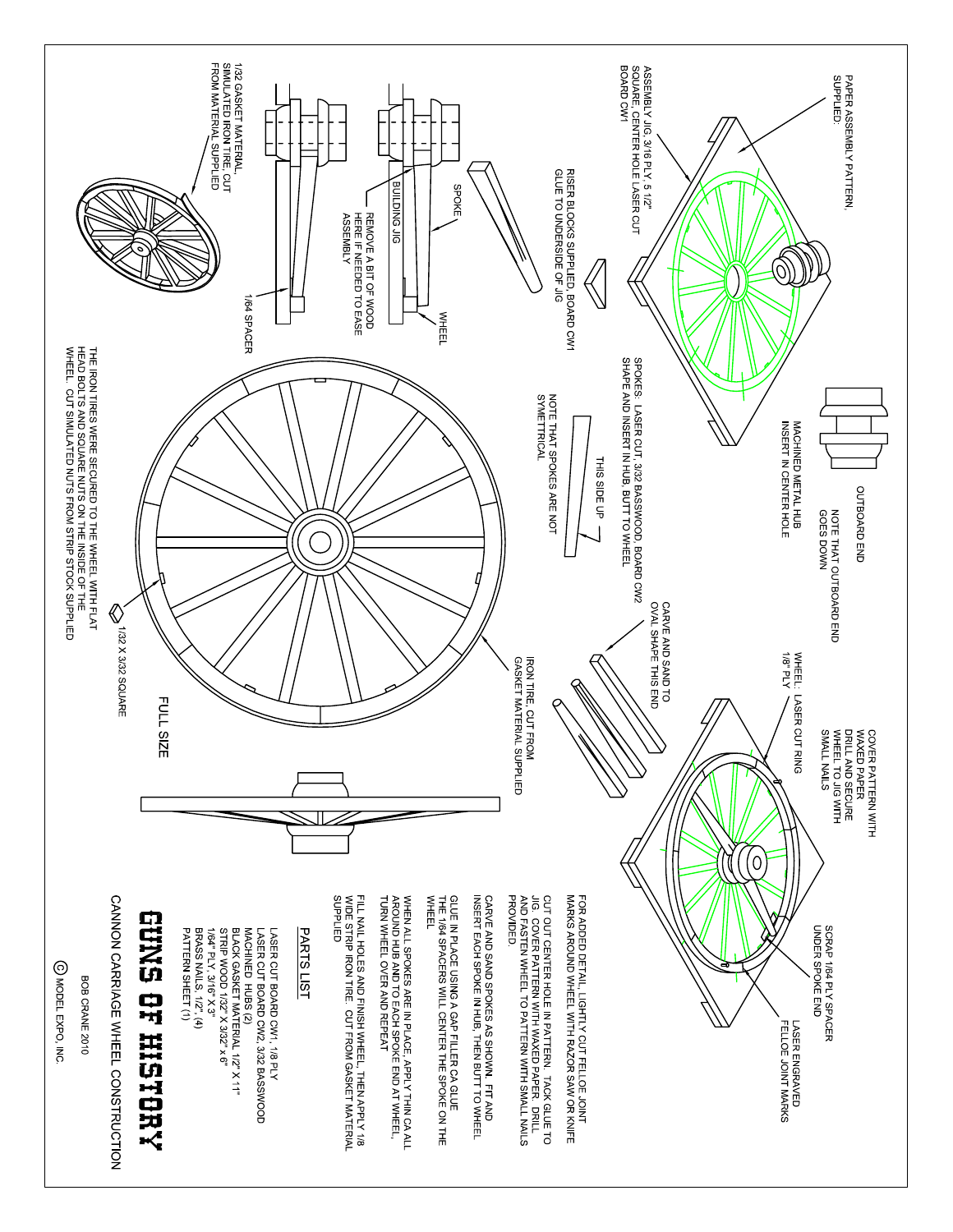# GUNS OF HISTORY

## CANNON CARRIAGE WHEEL CONSTRUCTION

BOB CRANE 2010

© MODEL EXPO, INC.

PAPER ASSEMBLY PATTERN, SUPPLIED:

ASSEMBLY JIG, 3/16 PLY, 5 1/2" SQUARE, CENTER HOLE LASER CUT BOARD CW1

RISER BLOCKS SUPPLIED, BOARD CW1 GLUE TO UNDERSIDE OF JIG

SPOKE

BUILDING JIG

REMOVE A BIT OF WOOD HERE IF NEEDED TO EASE ASSEMBLY

WHEEL

1/64 SPACER

1/32 GASKET MATERIAL, SIMULATED IRON TIRE. CUT FROM MATERIAL SUPPLIED

MACHINED METAL HUB INSERT IN CENTER HOLE

OUTBOARD END

NOTE THAT OUTBOARD END GOES DOWN

SPOKES: LASER CUT, 3/32 BASSWOOD, BOARD CW2 SHAPE AND INSERT IN HUB, BUTT TO WHEEL

NOTE THAT SPOKES ARE NOT SYMETRICAL

THIS SIDE UP

CARVE AND SAND TO OVAL SHAPE THIS END

WHEEL: LASER CUT RING 1/8" PLY

COVER PATTERN WITH WAXED PAPER DRILL AND SECURE WHEEL TO JIG WITH SMALL NAILS

SCRAP 1/64 PLY SPACER UNDER SPOKE END

LASER ENGRAVED FELLOE JOINT MARKS

IRON TIRE. CUT FROM GASKET MATERIAL SUPPLIED

THE IRON TIRES WERE SECURED TO THE WHEEL WITH FLAT HEAD BOLTS AND SQUARE NUTS ON THE INSIDE OF THE WHEEL. CUT SIMULATED NUTS FROM STRIP STOCK SUPPLIED

1/32 X 3/32 SQUARE

FULL SIZE

FOR ADDED DETAIL, LIGHTLY CUT FELLOE JOINT MARKS AROUND WHEEL WITH RAZOR SAW OR KNIFE

CUT OUT CENTER HOLE IN PATTERN. TACK GLUE TO JIG. COVER PATTERN WITH WAXED PAPER. DRILL AND FASTEN WHEEL TO PATTERN WITH SMALL NAILS PROVIDED.

CARVE AND SAND SPOKES AS SHOWN. FIT AND INSERT EACH SPOKE IN HUB, THEN BUTT TO WHEEL

GLUE IN PLACE USING A GAP FILLER CA GLUE THE 1/64 SPACERS WILL CENTER THE SPOKE ON THE WHEEL

WHEN ALL SPOKES ARE IN PLACE, APPLY THIN CA ALL AROUND HUB AND TO EACH SPOKE END AT WHEEL, TURN WHEEL OVER AND REPEAT

FILL NAIL HOLES AND FINISH WHEEL, THEN APPLY 1/8 WIDE STRIP IRON TIRE. CUT FROM GASKET MATERIAL SUPPLIED

## PARTS LIST

- LASER CUT BOARD CW1, 1/8 PLY
- LASER CUT BOARD CW2, 3/32 BASSWOOD
- MACHINED HUBS (2)
- BLACK GASKET MATERIAL 1/2" X 11"
- STRIP WOOD 1/32" X 3/32" x 6"
- 1/64" PLY, 3/16" X 3"
- BRASS NAILS, 1/2", (4)
- PATTERN SHEET (1)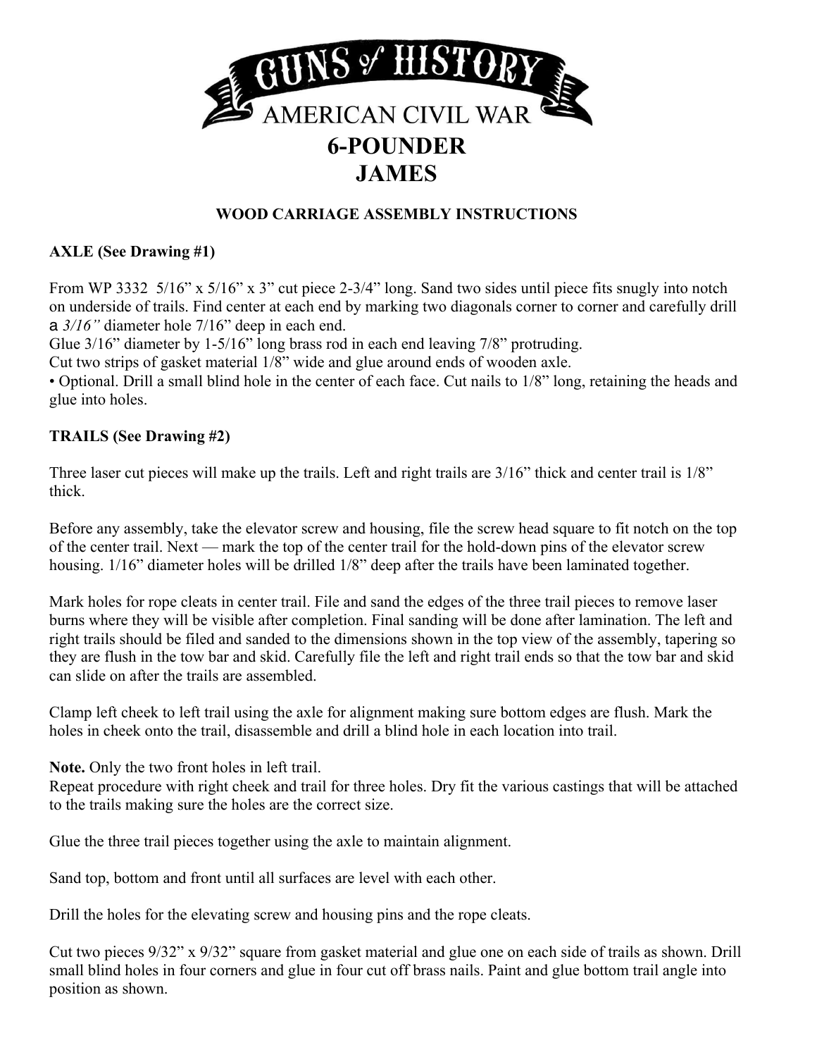# GUNS of HISTORY

## AMERICAN CIVIL WAR

## 6-POUNDER JAMES

### WOOD CARRIAGE ASSEMBLY INSTRUCTIONS

**AXLE (See Drawing #1)**

From WP 3332 5/16" x 5/16" x 3" cut piece 2-3/4" long. Sand two sides until piece fits snugly into notch on underside of trails. Find center at each end by marking two diagonals corner to corner and carefully drill a *3/16"* diameter hole 7/16" deep in each end.

Glue 3/16" diameter by 1-5/16" long brass rod in each end leaving 7/8" protruding.

Cut two strips of gasket material 1/8" wide and glue around ends of wooden axle.

• Optional. Drill a small blind hole in the center of each face. Cut nails to 1/8" long, retaining the heads and glue into holes.

**TRAILS (See Drawing #2)**

Three laser cut pieces will make up the trails. Left and right trails are 3/16" thick and center trail is 1/8" thick.

Before any assembly, take the elevator screw and housing, file the screw head square to fit notch on the top of the center trail. Next — mark the top of the center trail for the hold-down pins of the elevator screw housing. 1/16" diameter holes will be drilled 1/8" deep after the trails have been laminated together.

Mark holes for rope cleats in center trail. File and sand the edges of the three trail pieces to remove laser burns where they will be visible after completion. Final sanding will be done after lamination. The left and right trails should be filed and sanded to the dimensions shown in the top view of the assembly, tapering so they are flush in the tow bar and skid. Carefully file the left and right trail ends so that the tow bar and skid can slide on after the trails are assembled.

Clamp left cheek to left trail using the axle for alignment making sure bottom edges are flush. Mark the holes in cheek onto the trail, disassemble and drill a blind hole in each location into trail.

**Note.** Only the two front holes in left trail.

Repeat procedure with right cheek and trail for three holes. Dry fit the various castings that will be attached to the trails making sure the holes are the correct size.

Glue the three trail pieces together using the axle to maintain alignment.

Sand top, bottom and front until all surfaces are level with each other.

Drill the holes for the elevating screw and housing pins and the rope cleats.

Cut two pieces 9/32" x 9/32" square from gasket material and glue one on each side of trails as shown. Drill small blind holes in four corners and glue in four cut off brass nails. Paint and glue bottom trail angle into position as shown.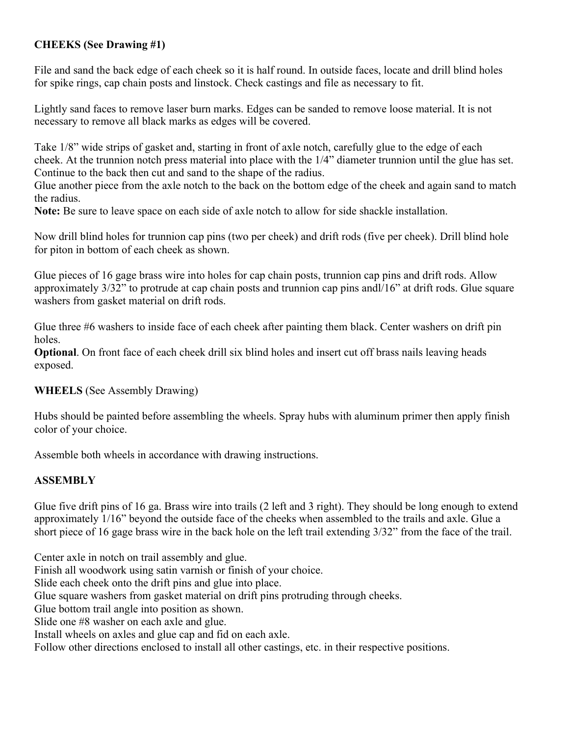**CHEEKS (See Drawing #1)**

File and sand the back edge of each cheek so it is half round. In outside faces, locate and drill blind holes for spike rings, cap chain posts and linstock. Check castings and file as necessary to fit.

Lightly sand faces to remove laser burn marks. Edges can be sanded to remove loose material. It is not necessary to remove all black marks as edges will be covered.

Take 1/8" wide strips of gasket and, starting in front of axle notch, carefully glue to the edge of each cheek. At the trunnion notch press material into place with the 1/4" diameter trunnion until the glue has set. Continue to the back then cut and sand to the shape of the radius.
Glue another piece from the axle notch to the back on the bottom edge of the cheek and again sand to match the radius.
**Note:** Be sure to leave space on each side of axle notch to allow for side shackle installation.

Now drill blind holes for trunnion cap pins (two per cheek) and drift rods (five per cheek). Drill blind hole for piton in bottom of each cheek as shown.

Glue pieces of 16 gage brass wire into holes for cap chain posts, trunnion cap pins and drift rods. Allow approximately 3/32" to protrude at cap chain posts and trunnion cap pins andl/16" at drift rods. Glue square washers from gasket material on drift rods.

Glue three #6 washers to inside face of each cheek after painting them black. Center washers on drift pin holes.
**Optional**. On front face of each cheek drill six blind holes and insert cut off brass nails leaving heads exposed.

**WHEELS** (See Assembly Drawing)

Hubs should be painted before assembling the wheels. Spray hubs with aluminum primer then apply finish color of your choice.

Assemble both wheels in accordance with drawing instructions.

**ASSEMBLY**

Glue five drift pins of 16 ga. Brass wire into trails (2 left and 3 right). They should be long enough to extend approximately 1/16" beyond the outside face of the cheeks when assembled to the trails and axle. Glue a short piece of 16 gage brass wire in the back hole on the left trail extending 3/32" from the face of the trail.

Center axle in notch on trail assembly and glue.
Finish all woodwork using satin varnish or finish of your choice.
Slide each cheek onto the drift pins and glue into place.
Glue square washers from gasket material on drift pins protruding through cheeks.
Glue bottom trail angle into position as shown.
Slide one #8 washer on each axle and glue.
Install wheels on axles and glue cap and fid on each axle.
Follow other directions enclosed to install all other castings, etc. in their respective positions.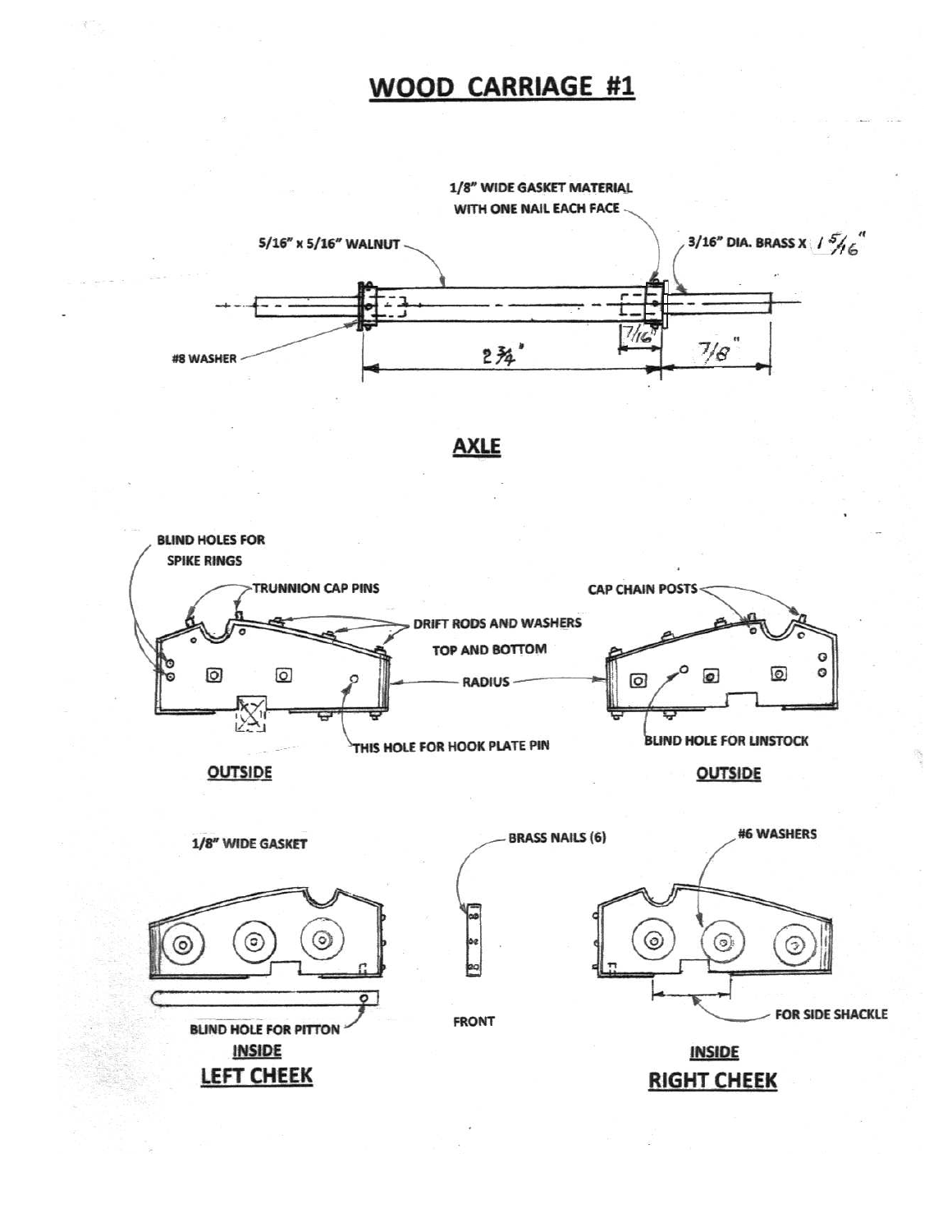# WOOD CARRIAGE #1

1/8" WIDE GASKET MATERIAL WITH ONE NAIL EACH FACE

5/16" x 5/16" WALNUT

3/16" DIA. BRASS X 1 5/16"

#8 WASHER

2 3/4"

7/16"

7/8"

## AXLE

BLIND HOLES FOR SPIKE RINGS

TRUNNION CAP PINS

DRIFT RODS AND WASHERS TOP AND BOTTOM

RADIUS

THIS HOLE FOR HOOK PLATE PIN

OUTSIDE

CAP CHAIN POSTS

BLIND HOLE FOR LINSTOCK

OUTSIDE

1/8" WIDE GASKET

BLIND HOLE FOR PITTON

INSIDE

## LEFT CHEEK

BRASS NAILS (6)

FRONT

#6 WASHERS

FOR SIDE SHACKLE

INSIDE

## RIGHT CHEEK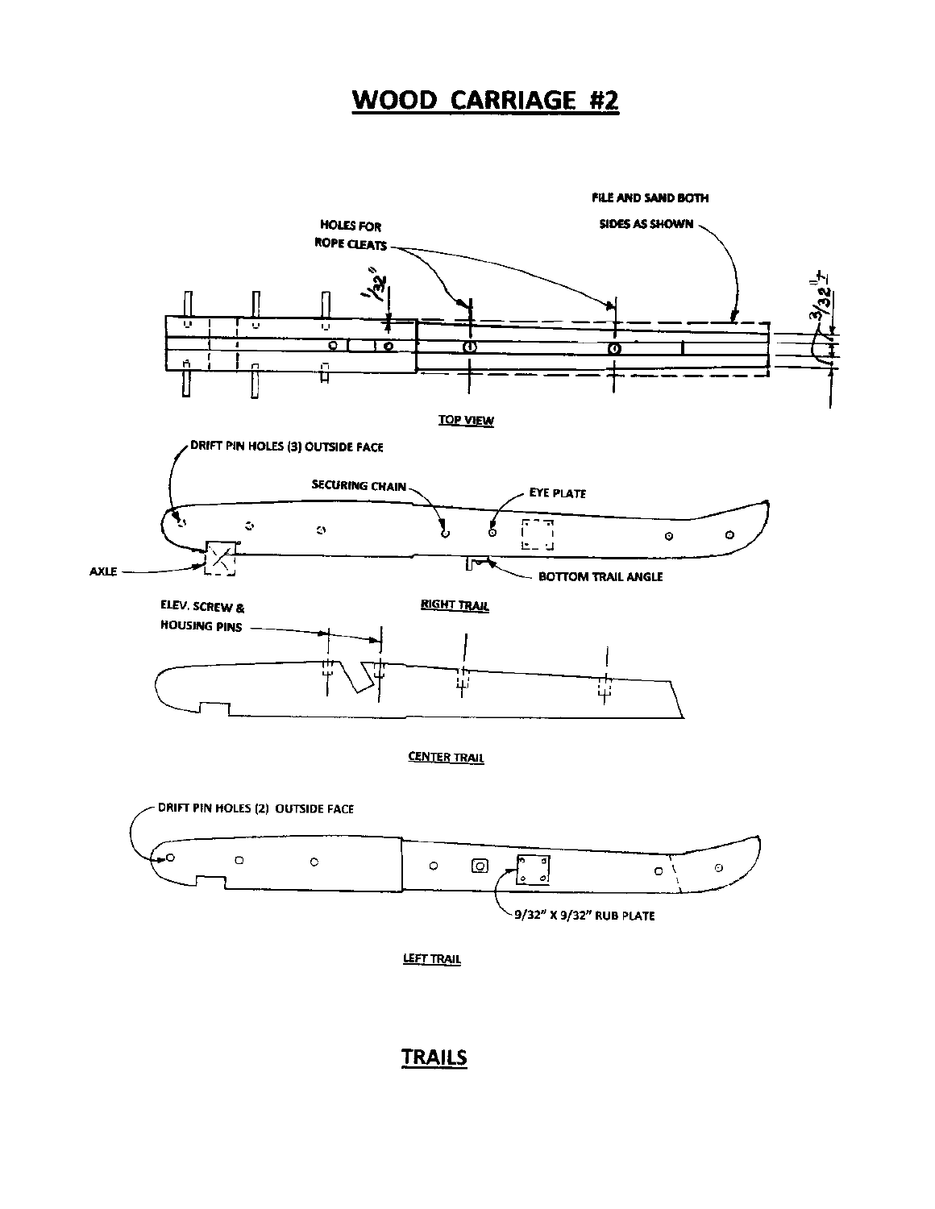# WOOD CARRIAGE #2

FILE AND SAND BOTH SIDES AS SHOWN

HOLES FOR ROPE CLEATS

1/32"

3/32"

TOP VIEW

DRIFT PIN HOLES (3) OUTSIDE FACE

SECURING CHAIN

EYE PLATE

AXLE

BOTTOM TRAIL ANGLE

RIGHT TRAIL

ELEV. SCREW & HOUSING PINS

CENTER TRAIL

DRIFT PIN HOLES (2) OUTSIDE FACE

9/32" X 9/32" RUB PLATE

LEFT TRAIL

## TRAILS